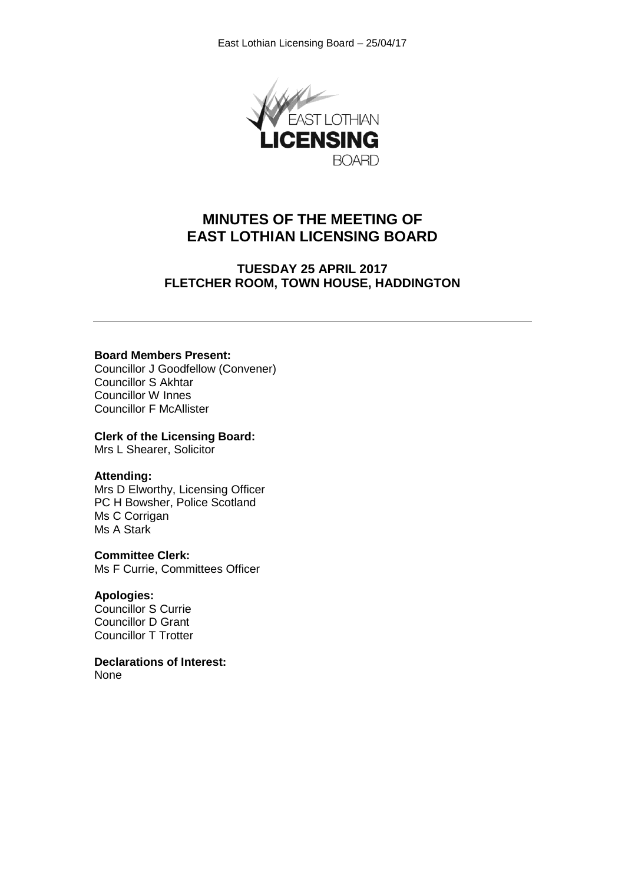# MINUTES OF THE MEETING OF EAST LOTHIAN LICENSING BOARD

## TUESDAY 25 APRIL 2017
## FLETCHER ROOM, TOWN HOUSE, HADDINGTON

---

**Board Members Present:**
Councillor J Goodfellow (Convener)
Councillor S Akhtar
Councillor W Innes
Councillor F McAllister

**Clerk of the Licensing Board:**
Mrs L Shearer, Solicitor

**Attending:**
Mrs D Elworthy, Licensing Officer
PC H Bowsher, Police Scotland
Ms C Corrigan
Ms A Stark

**Committee Clerk:**
Ms F Currie, Committees Officer

**Apologies:**
Councillor S Currie
Councillor D Grant
Councillor T Trotter

**Declarations of Interest:**
None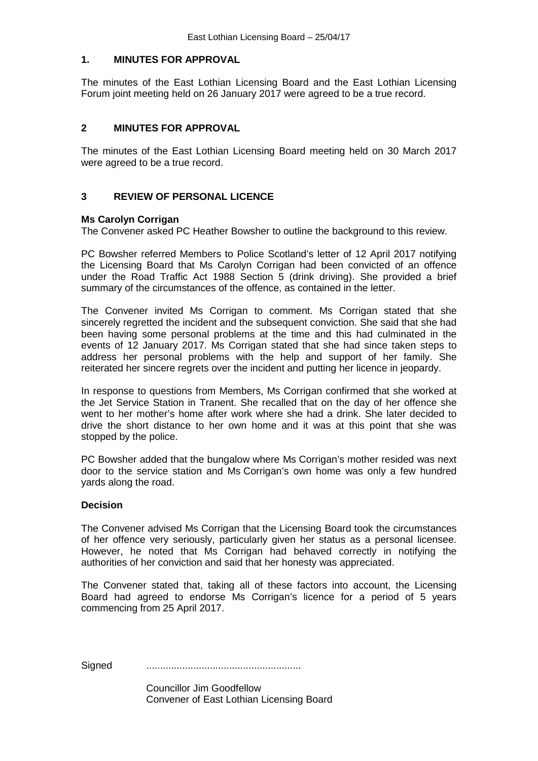## 1. MINUTES FOR APPROVAL

The minutes of the East Lothian Licensing Board and the East Lothian Licensing Forum joint meeting held on 26 January 2017 were agreed to be a true record.

## 2 MINUTES FOR APPROVAL

The minutes of the East Lothian Licensing Board meeting held on 30 March 2017 were agreed to be a true record.

## 3 REVIEW OF PERSONAL LICENCE

**Ms Carolyn Corrigan**

The Convener asked PC Heather Bowsher to outline the background to this review.

PC Bowsher referred Members to Police Scotland's letter of 12 April 2017 notifying the Licensing Board that Ms Carolyn Corrigan had been convicted of an offence under the Road Traffic Act 1988 Section 5 (drink driving). She provided a brief summary of the circumstances of the offence, as contained in the letter.

The Convener invited Ms Corrigan to comment. Ms Corrigan stated that she sincerely regretted the incident and the subsequent conviction. She said that she had been having some personal problems at the time and this had culminated in the events of 12 January 2017. Ms Corrigan stated that she had since taken steps to address her personal problems with the help and support of her family. She reiterated her sincere regrets over the incident and putting her licence in jeopardy.

In response to questions from Members, Ms Corrigan confirmed that she worked at the Jet Service Station in Tranent. She recalled that on the day of her offence she went to her mother's home after work where she had a drink. She later decided to drive the short distance to her own home and it was at this point that she was stopped by the police.

PC Bowsher added that the bungalow where Ms Corrigan's mother resided was next door to the service station and Ms Corrigan's own home was only a few hundred yards along the road.

**Decision**

The Convener advised Ms Corrigan that the Licensing Board took the circumstances of her offence very seriously, particularly given her status as a personal licensee. However, he noted that Ms Corrigan had behaved correctly in notifying the authorities of her conviction and said that her honesty was appreciated.

The Convener stated that, taking all of these factors into account, the Licensing Board had agreed to endorse Ms Corrigan's licence for a period of 5 years commencing from 25 April 2017.

Signed ........................................................

Councillor Jim Goodfellow
Convener of East Lothian Licensing Board